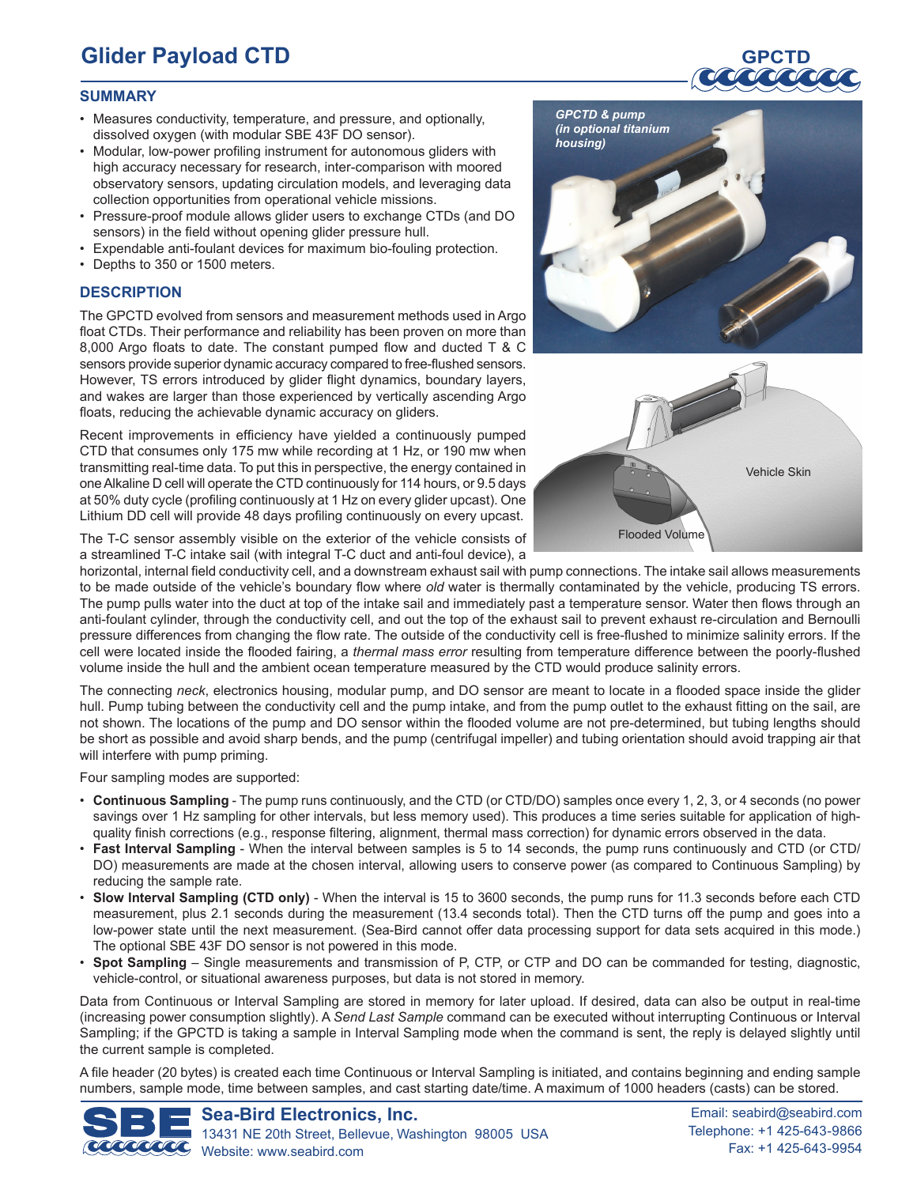# Glider Payload CTD

## SUMMARY

- Measures conductivity, temperature, and pressure, and optionally, dissolved oxygen (with modular SBE 43F DO sensor).
- Modular, low-power profiling instrument for autonomous gliders with high accuracy necessary for research, inter-comparison with moored observatory sensors, updating circulation models, and leveraging data collection opportunities from operational vehicle missions.
- Pressure-proof module allows glider users to exchange CTDs (and DO sensors) in the field without opening glider pressure hull.
- Expendable anti-foulant devices for maximum bio-fouling protection.
- Depths to 350 or 1500 meters.

## DESCRIPTION

The GPCTD evolved from sensors and measurement methods used in Argo float CTDs. Their performance and reliability has been proven on more than 8,000 Argo floats to date. The constant pumped flow and ducted T & C sensors provide superior dynamic accuracy compared to free-flushed sensors. However, TS errors introduced by glider flight dynamics, boundary layers, and wakes are larger than those experienced by vertically ascending Argo floats, reducing the achievable dynamic accuracy on gliders.

Recent improvements in efficiency have yielded a continuously pumped CTD that consumes only 175 mw while recording at 1 Hz, or 190 mw when transmitting real-time data. To put this in perspective, the energy contained in one Alkaline D cell will operate the CTD continuously for 114 hours, or 9.5 days at 50% duty cycle (profiling continuously at 1 Hz on every glider upcast). One Lithium DD cell will provide 48 days profiling continuously on every upcast.

*GPCTD & pump (in optional titanium housing)*

The T-C sensor assembly visible on the exterior of the vehicle consists of a streamlined T-C intake sail (with integral T-C duct and anti-foul device), a horizontal, internal field conductivity cell, and a downstream exhaust sail with pump connections. The intake sail allows measurements to be made outside of the vehicle's boundary flow where *old* water is thermally contaminated by the vehicle, producing TS errors. The pump pulls water into the duct at top of the intake sail and immediately past a temperature sensor. Water then flows through an anti-foulant cylinder, through the conductivity cell, and out the top of the exhaust sail to prevent exhaust re-circulation and Bernoulli pressure differences from changing the flow rate. The outside of the conductivity cell is free-flushed to minimize salinity errors. If the cell were located inside the flooded fairing, a *thermal mass error* resulting from temperature difference between the poorly-flushed volume inside the hull and the ambient ocean temperature measured by the CTD would produce salinity errors.

The connecting *neck*, electronics housing, modular pump, and DO sensor are meant to locate in a flooded space inside the glider hull. Pump tubing between the conductivity cell and the pump intake, and from the pump outlet to the exhaust fitting on the sail, are not shown. The locations of the pump and DO sensor within the flooded volume are not pre-determined, but tubing lengths should be short as possible and avoid sharp bends, and the pump (centrifugal impeller) and tubing orientation should avoid trapping air that will interfere with pump priming.

Four sampling modes are supported:

- **Continuous Sampling** - The pump runs continuously, and the CTD (or CTD/DO) samples once every 1, 2, 3, or 4 seconds (no power savings over 1 Hz sampling for other intervals, but less memory used). This produces a time series suitable for application of high-quality finish corrections (e.g., response filtering, alignment, thermal mass correction) for dynamic errors observed in the data.
- **Fast Interval Sampling** - When the interval between samples is 5 to 14 seconds, the pump runs continuously and CTD (or CTD/DO) measurements are made at the chosen interval, allowing users to conserve power (as compared to Continuous Sampling) by reducing the sample rate.
- **Slow Interval Sampling (CTD only)** - When the interval is 15 to 3600 seconds, the pump runs for 11.3 seconds before each CTD measurement, plus 2.1 seconds during the measurement (13.4 seconds total). Then the CTD turns off the pump and goes into a low-power state until the next measurement. (Sea-Bird cannot offer data processing support for data sets acquired in this mode.) The optional SBE 43F DO sensor is not powered in this mode.
- **Spot Sampling** – Single measurements and transmission of P, CTP, or CTP and DO can be commanded for testing, diagnostic, vehicle-control, or situational awareness purposes, but data is not stored in memory.

Data from Continuous or Interval Sampling are stored in memory for later upload. If desired, data can also be output in real-time (increasing power consumption slightly). A *Send Last Sample* command can be executed without interrupting Continuous or Interval Sampling; if the GPCTD is taking a sample in Interval Sampling mode when the command is sent, the reply is delayed slightly until the current sample is completed.

A file header (20 bytes) is created each time Continuous or Interval Sampling is initiated, and contains beginning and ending sample numbers, sample mode, time between samples, and cast starting date/time. A maximum of 1000 headers (casts) can be stored.

**Sea-Bird Electronics, Inc.**
13431 NE 20th Street, Bellevue, Washington 98005 USA
Website: www.seabird.com

Email: seabird@seabird.com
Telephone: +1 425-643-9866
Fax: +1 425-643-9954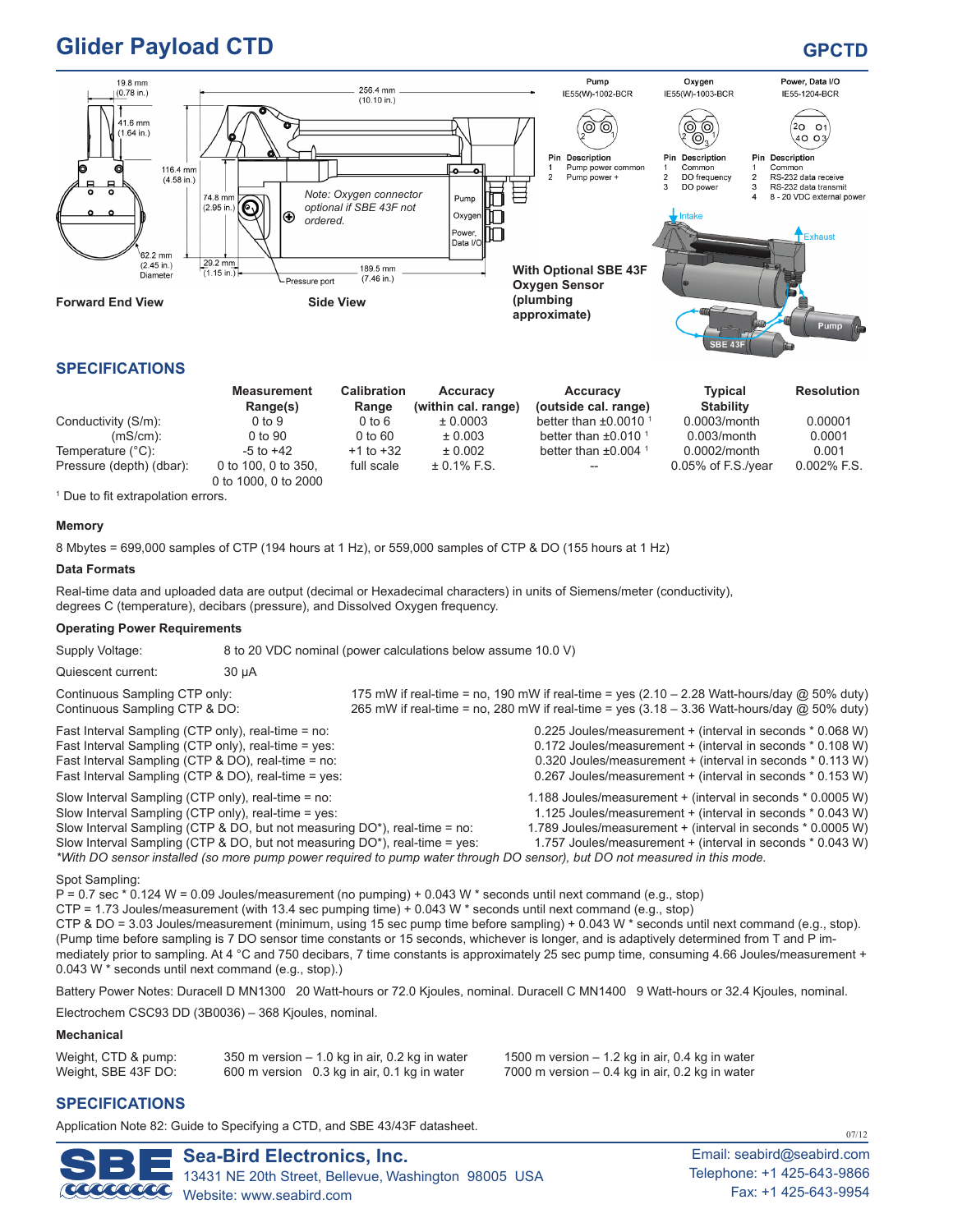# Glider Payload CTD

## GPCTD

19.8 mm (0.78 in.)
41.6 mm (1.64 in.)
116.4 mm (4.58 in.)
62.2 mm (2.45 in.) Diameter

**Forward End View**

256.4 mm (10.10 in.)
74.8 mm (2.95 in.)
29.2 mm (1.15 in.)
189.5 mm (7.46 in.)
Pressure port
Pump
Oxygen
Power, Data I/O

*Note: Oxygen connector optional if SBE 43F not ordered.*

**Side View**

Pump IE55(W)-1002-BCR

| Pin | Description |
|---|---|
| 1 | Pump power common |
| 2 | Pump power + |

Oxygen IE55(W)-1003-BCR

| Pin | Description |
|---|---|
| 1 | Common |
| 2 | DO frequency |
| 3 | DO power |

Power, Data I/O IE55-1204-BCR

| Pin | Description |
|---|---|
| 1 | Common |
| 2 | RS-232 data receive |
| 3 | RS-232 data transmit |
| 4 | 8 - 20 VDC external power |

**With Optional SBE 43F Oxygen Sensor (plumbing approximate)**

Intake
Exhaust
Pump
SBE 43F

## SPECIFICATIONS

| | Measurement Range(s) | Calibration Range | Accuracy (within cal. range) | Accuracy (outside cal. range) | Typical Stability | Resolution |
|---|---|---|---|---|---|---|
| Conductivity (S/m): | 0 to 9 | 0 to 6 | ± 0.0003 | better than ±0.0010 [1] | 0.0003/month | 0.00001 |
| (mS/cm): | 0 to 90 | 0 to 60 | ± 0.003 | better than ±0.010 [1] | 0.003/month | 0.0001 |
| Temperature (°C): | -5 to +42 | +1 to +32 | ± 0.002 | better than ±0.004 [1] | 0.0002/month | 0.001 |
| Pressure (depth) (dbar): | 0 to 100, 0 to 350, 0 to 1000, 0 to 2000 | full scale | ± 0.1% F.S. | -- | 0.05% of F.S./year | 0.002% F.S. |

[1] Due to fit extrapolation errors.

### Memory

8 Mbytes = 699,000 samples of CTP (194 hours at 1 Hz), or 559,000 samples of CTP & DO (155 hours at 1 Hz)

### Data Formats

Real-time data and uploaded data are output (decimal or Hexadecimal characters) in units of Siemens/meter (conductivity), degrees C (temperature), decibars (pressure), and Dissolved Oxygen frequency.

### Operating Power Requirements

Supply Voltage: 8 to 20 VDC nominal (power calculations below assume 10.0 V)

Quiescent current: 30 µA

Continuous Sampling CTP only: 175 mW if real-time = no, 190 mW if real-time = yes (2.10 – 2.28 Watt-hours/day @ 50% duty)
Continuous Sampling CTP & DO: 265 mW if real-time = no, 280 mW if real-time = yes (3.18 – 3.36 Watt-hours/day @ 50% duty)

Fast Interval Sampling (CTP only), real-time = no: 0.225 Joules/measurement + (interval in seconds * 0.068 W)
Fast Interval Sampling (CTP only), real-time = yes: 0.172 Joules/measurement + (interval in seconds * 0.108 W)
Fast Interval Sampling (CTP & DO), real-time = no: 0.320 Joules/measurement + (interval in seconds * 0.113 W)
Fast Interval Sampling (CTP & DO), real-time = yes: 0.267 Joules/measurement + (interval in seconds * 0.153 W)

Slow Interval Sampling (CTP only), real-time = no: 1.188 Joules/measurement + (interval in seconds * 0.0005 W)
Slow Interval Sampling (CTP only), real-time = yes: 1.125 Joules/measurement + (interval in seconds * 0.043 W)
Slow Interval Sampling (CTP & DO, but not measuring DO*), real-time = no: 1.789 Joules/measurement + (interval in seconds * 0.0005 W)
Slow Interval Sampling (CTP & DO, but not measuring DO*), real-time = yes: 1.757 Joules/measurement + (interval in seconds * 0.043 W)
*\*With DO sensor installed (so more pump power required to pump water through DO sensor), but DO not measured in this mode.*

Spot Sampling:
P = 0.7 sec * 0.124 W = 0.09 Joules/measurement (no pumping) + 0.043 W * seconds until next command (e.g., stop)
CTP = 1.73 Joules/measurement (with 13.4 sec pumping time) + 0.043 W * seconds until next command (e.g., stop)
CTP & DO = 3.03 Joules/measurement (minimum, using 15 sec pump time before sampling) + 0.043 W * seconds until next command (e.g., stop). (Pump time before sampling is 7 DO sensor time constants or 15 seconds, whichever is longer, and is adaptively determined from T and P immediately prior to sampling. At 4 °C and 750 decibars, 7 time constants is approximately 25 sec pump time, consuming 4.66 Joules/measurement + 0.043 W * seconds until next command (e.g., stop).)

Battery Power Notes: Duracell D MN1300 20 Watt-hours or 72.0 Kjoules, nominal. Duracell C MN1400 9 Watt-hours or 32.4 Kjoules, nominal.

Electrochem CSC93 DD (3B0036) – 368 Kjoules, nominal.

### Mechanical

Weight, CTD & pump: 350 m version – 1.0 kg in air, 0.2 kg in water; 1500 m version – 1.2 kg in air, 0.4 kg in water
Weight, SBE 43F DO: 600 m version 0.3 kg in air, 0.1 kg in water; 7000 m version – 0.4 kg in air, 0.2 kg in water

## SPECIFICATIONS

Application Note 82: Guide to Specifying a CTD, and SBE 43/43F datasheet.

07/12

**Sea-Bird Electronics, Inc.**
13431 NE 20th Street, Bellevue, Washington 98005 USA
Website: www.seabird.com

Email: seabird@seabird.com
Telephone: +1 425-643-9866
Fax: +1 425-643-9954